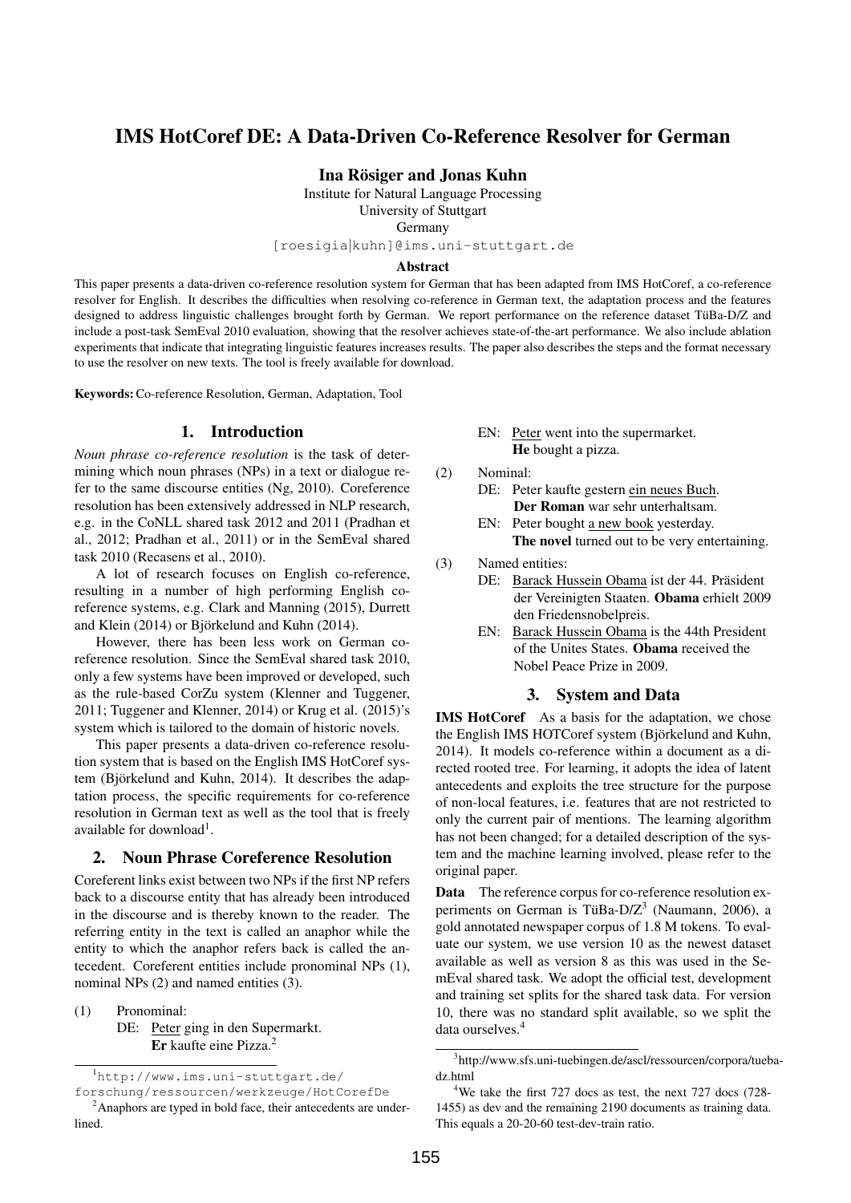# IMS HotCoref DE: A Data-Driven Co-Reference Resolver for German

**Ina Rösiger and Jonas Kuhn**

Institute for Natural Language Processing
University of Stuttgart
Germany
[roesigia|kuhn]@ims.uni-stuttgart.de

### Abstract

This paper presents a data-driven co-reference resolution system for German that has been adapted from IMS HotCoref, a co-reference resolver for English. It describes the difficulties when resolving co-reference in German text, the adaptation process and the features designed to address linguistic challenges brought forth by German. We report performance on the reference dataset TüBa-D/Z and include a post-task SemEval 2010 evaluation, showing that the resolver achieves state-of-the-art performance. We also include ablation experiments that indicate that integrating linguistic features increases results. The paper also describes the steps and the format necessary to use the resolver on new texts. The tool is freely available for download.

**Keywords:** Co-reference Resolution, German, Adaptation, Tool

## 1. Introduction

*Noun phrase co-reference resolution* is the task of determining which noun phrases (NPs) in a text or dialogue refer to the same discourse entities (Ng, 2010). Coreference resolution has been extensively addressed in NLP research, e.g. in the CoNLL shared task 2012 and 2011 (Pradhan et al., 2012; Pradhan et al., 2011) or in the SemEval shared task 2010 (Recasens et al., 2010).

A lot of research focuses on English co-reference, resulting in a number of high performing English co-reference systems, e.g. Clark and Manning (2015), Durrett and Klein (2014) or Björkelund and Kuhn (2014).

However, there has been less work on German co-reference resolution. Since the SemEval shared task 2010, only a few systems have been improved or developed, such as the rule-based CorZu system (Klenner and Tuggener, 2011; Tuggener and Klenner, 2014) or Krug et al. (2015)'s system which is tailored to the domain of historic novels.

This paper presents a data-driven co-reference resolution system that is based on the English IMS HotCoref system (Björkelund and Kuhn, 2014). It describes the adaptation process, the specific requirements for co-reference resolution in German text as well as the tool that is freely available for download[1].

## 2. Noun Phrase Coreference Resolution

Coreferent links exist between two NPs if the first NP refers back to a discourse entity that has already been introduced in the discourse and is thereby known to the reader. The referring entity in the text is called an anaphor while the entity to which the anaphor refers back is called the antecedent. Coreferent entities include pronominal NPs (1), nominal NPs (2) and named entities (3).

(1) Pronominal:
DE: Peter ging in den Supermarkt. **Er** kaufte eine Pizza.[2]
EN: Peter went into the supermarket. **He** bought a pizza.

(2) Nominal:
DE: Peter kaufte gestern ein neues Buch. **Der Roman** war sehr unterhaltsam.
EN: Peter bought a new book yesterday. **The novel** turned out to be very entertaining.

(3) Named entities:
DE: Barack Hussein Obama ist der 44. Präsident der Vereinigten Staaten. **Obama** erhielt 2009 den Friedensnobelpreis.
EN: Barack Hussein Obama is the 44th President of the Unites States. **Obama** received the Nobel Peace Prize in 2009.

## 3. System and Data

**IMS HotCoref** As a basis for the adaptation, we chose the English IMS HOTCoref system (Björkelund and Kuhn, 2014). It models co-reference within a document as a directed rooted tree. For learning, it adopts the idea of latent antecedents and exploits the tree structure for the purpose of non-local features, i.e. features that are not restricted to only the current pair of mentions. The learning algorithm has not been changed; for a detailed description of the system and the machine learning involved, please refer to the original paper.

**Data** The reference corpus for co-reference resolution experiments on German is TüBa-D/Z[3] (Naumann, 2006), a gold annotated newspaper corpus of 1.8 M tokens. To evaluate our system, we use version 10 as the newest dataset available as well as version 8 as this was used in the SemEval shared task. We adopt the official test, development and training set splits for the shared task data. For version 10, there was no standard split available, so we split the data ourselves.[4]

[1] http://www.ims.uni-stuttgart.de/forschung/ressourcen/werkzeuge/HotCorefDe

[2] Anaphors are typed in bold face, their antecedents are underlined.

[3] http://www.sfs.uni-tuebingen.de/ascl/ressourcen/corpora/tueba-dz.html

[4] We take the first 727 docs as test, the next 727 docs (728-1455) as dev and the remaining 2190 documents as training data. This equals a 20-20-60 test-dev-train ratio.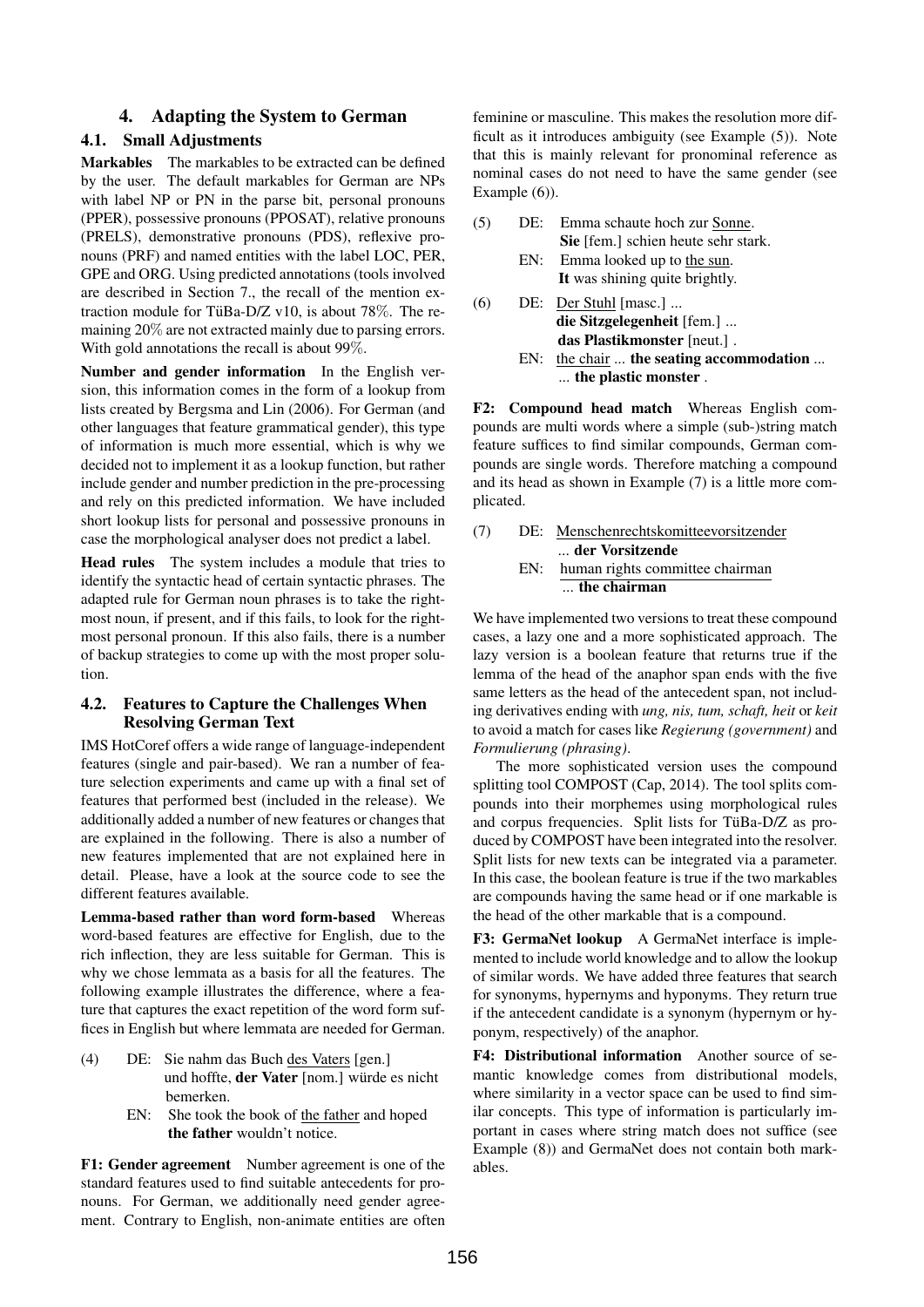## 4. Adapting the System to German

### 4.1. Small Adjustments

**Markables** The markables to be extracted can be defined by the user. The default markables for German are NPs with label NP or PN in the parse bit, personal pronouns (PPER), possessive pronouns (PPOSAT), relative pronouns (PRELS), demonstrative pronouns (PDS), reflexive pronouns (PRF) and named entities with the label LOC, PER, GPE and ORG. Using predicted annotations (tools involved are described in Section 7., the recall of the mention extraction module for TüBa-D/Z v10, is about 78%. The remaining 20% are not extracted mainly due to parsing errors. With gold annotations the recall is about 99%.

**Number and gender information** In the English version, this information comes in the form of a lookup from lists created by Bergsma and Lin (2006). For German (and other languages that feature grammatical gender), this type of information is much more essential, which is why we decided not to implement it as a lookup function, but rather include gender and number prediction in the pre-processing and rely on this predicted information. We have included short lookup lists for personal and possessive pronouns in case the morphological analyser does not predict a label.

**Head rules** The system includes a module that tries to identify the syntactic head of certain syntactic phrases. The adapted rule for German noun phrases is to take the rightmost noun, if present, and if this fails, to look for the rightmost personal pronoun. If this also fails, there is a number of backup strategies to come up with the most proper solution.

### 4.2. Features to Capture the Challenges When Resolving German Text

IMS HotCoref offers a wide range of language-independent features (single and pair-based). We ran a number of feature selection experiments and came up with a final set of features that performed best (included in the release). We additionally added a number of new features or changes that are explained in the following. There is also a number of new features implemented that are not explained here in detail. Please, have a look at the source code to see the different features available.

**Lemma-based rather than word form-based** Whereas word-based features are effective for English, due to the rich inflection, they are less suitable for German. This is why we chose lemmata as a basis for all the features. The following example illustrates the difference, where a feature that captures the exact repetition of the word form suffices in English but where lemmata are needed for German.

(4) DE: Sie nahm das Buch <u>des Vaters</u> [gen.] und hoffte, **der Vater** [nom.] würde es nicht bemerken.
EN: She took the book of <u>the father</u> and hoped **the father** wouldn't notice.

**F1: Gender agreement** Number agreement is one of the standard features used to find suitable antecedents for pronouns. For German, we additionally need gender agreement. Contrary to English, non-animate entities are often feminine or masculine. This makes the resolution more difficult as it introduces ambiguity (see Example (5)). Note that this is mainly relevant for pronominal reference as nominal cases do not need to have the same gender (see Example (6)).

(5) DE: Emma schaute hoch zur <u>Sonne</u>. **Sie** [fem.] schien heute sehr stark.
EN: Emma looked up to <u>the sun</u>. **It** was shining quite brightly.

(6) DE: <u>Der Stuhl</u> [masc.] ... **die Sitzgelegenheit** [fem.] ... **das Plastikmonster** [neut.] .
EN: <u>the chair</u> ... **the seating accommodation** ... ... **the plastic monster** .

**F2: Compound head match** Whereas English compounds are multi words where a simple (sub-)string match feature suffices to find similar compounds, German compounds are single words. Therefore matching a compound and its head as shown in Example (7) is a little more complicated.

(7) DE: <u>Menschenrechtskomitteevorsitzender</u> ... **der Vorsitzende**
EN: <u>human rights committee chairman</u> ... **the chairman**

We have implemented two versions to treat these compound cases, a lazy one and a more sophisticated approach. The lazy version is a boolean feature that returns true if the lemma of the head of the anaphor span ends with the five same letters as the head of the antecedent span, not including derivatives ending with *ung, nis, tum, schaft, heit* or *keit* to avoid a match for cases like *Regierung (government)* and *Formulierung (phrasing)*.

The more sophisticated version uses the compound splitting tool COMPOST (Cap, 2014). The tool splits compounds into their morphemes using morphological rules and corpus frequencies. Split lists for TüBa-D/Z as produced by COMPOST have been integrated into the resolver. Split lists for new texts can be integrated via a parameter. In this case, the boolean feature is true if the two markables are compounds having the same head or if one markable is the head of the other markable that is a compound.

**F3: GermaNet lookup** A GermaNet interface is implemented to include world knowledge and to allow the lookup of similar words. We have added three features that search for synonyms, hypernyms and hyponyms. They return true if the antecedent candidate is a synonym (hypernym or hyponym, respectively) of the anaphor.

**F4: Distributional information** Another source of semantic knowledge comes from distributional models, where similarity in a vector space can be used to find similar concepts. This type of information is particularly important in cases where string match does not suffice (see Example (8)) and GermaNet does not contain both markables.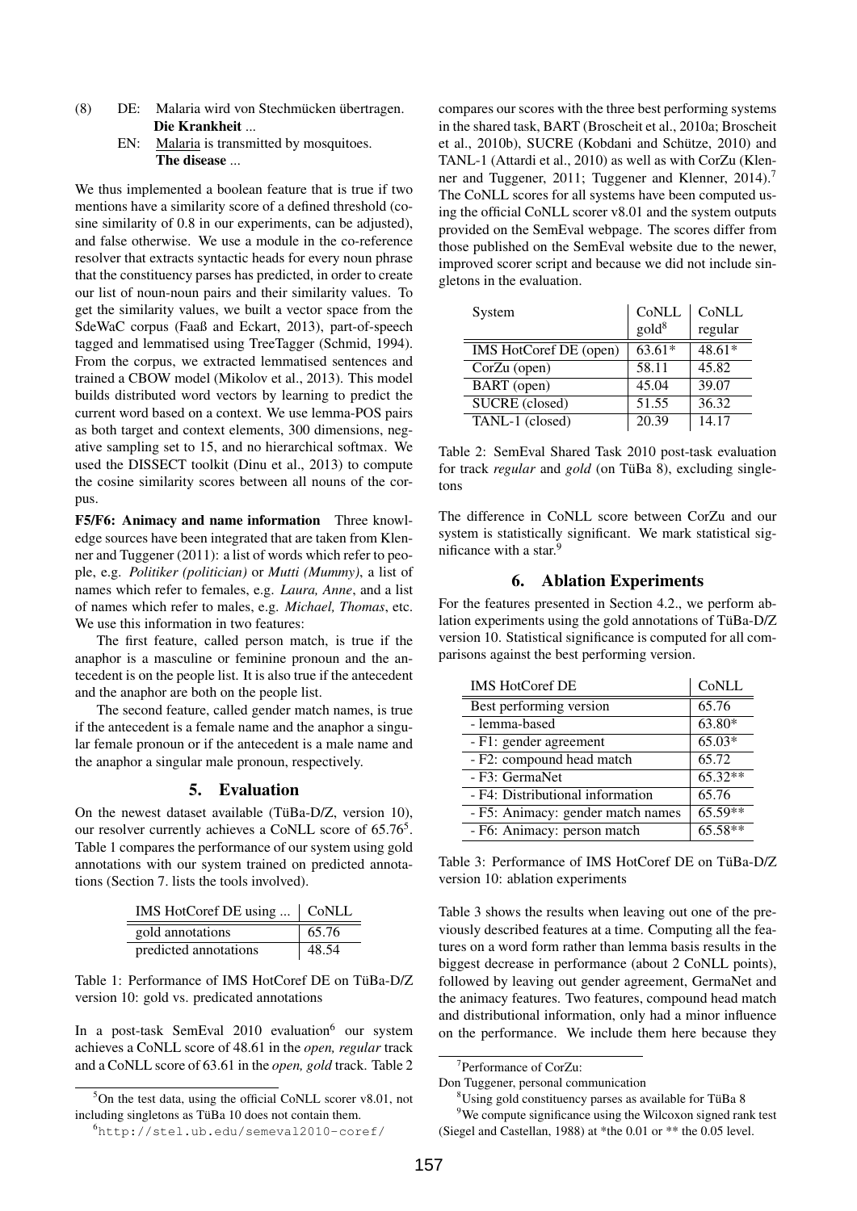(8) DE: Malaria wird von Stechmücken übertragen. **Die Krankheit** ...

EN: Malaria is transmitted by mosquitoes. **The disease** ...

We thus implemented a boolean feature that is true if two mentions have a similarity score of a defined threshold (cosine similarity of 0.8 in our experiments, can be adjusted), and false otherwise. We use a module in the co-reference resolver that extracts syntactic heads for every noun phrase that the constituency parses has predicted, in order to create our list of noun-noun pairs and their similarity values. To get the similarity values, we built a vector space from the SdeWaC corpus (Faaß and Eckart, 2013), part-of-speech tagged and lemmatised using TreeTagger (Schmid, 1994). From the corpus, we extracted lemmatised sentences and trained a CBOW model (Mikolov et al., 2013). This model builds distributed word vectors by learning to predict the current word based on a context. We use lemma-POS pairs as both target and context elements, 300 dimensions, negative sampling set to 15, and no hierarchical softmax. We used the DISSECT toolkit (Dinu et al., 2013) to compute the cosine similarity scores between all nouns of the corpus.

**F5/F6: Animacy and name information** Three knowledge sources have been integrated that are taken from Klenner and Tuggener (2011): a list of words which refer to people, e.g. *Politiker (politician)* or *Mutti (Mummy)*, a list of names which refer to females, e.g. *Laura, Anne*, and a list of names which refer to males, e.g. *Michael, Thomas*, etc. We use this information in two features:

The first feature, called person match, is true if the anaphor is a masculine or feminine pronoun and the antecedent is on the people list. It is also true if the antecedent and the anaphor are both on the people list.

The second feature, called gender match names, is true if the antecedent is a female name and the anaphor a singular female pronoun or if the antecedent is a male name and the anaphor a singular male pronoun, respectively.

## 5. Evaluation

On the newest dataset available (TüBa-D/Z, version 10), our resolver currently achieves a CoNLL score of 65.76[5]. Table 1 compares the performance of our system using gold annotations with our system trained on predicted annotations (Section 7. lists the tools involved).

| IMS HotCoref DE using ... | CoNLL |
|---|---|
| gold annotations | 65.76 |
| predicted annotations | 48.54 |

Table 1: Performance of IMS HotCoref DE on TüBa-D/Z version 10: gold vs. predicated annotations

In a post-task SemEval 2010 evaluation[6] our system achieves a CoNLL score of 48.61 in the *open, regular* track and a CoNLL score of 63.61 in the *open, gold* track. Table 2 compares our scores with the three best performing systems in the shared task, BART (Broscheit et al., 2010a; Broscheit et al., 2010b), SUCRE (Kobdani and Schütze, 2010) and TANL-1 (Attardi et al., 2010) as well as with CorZu (Klenner and Tuggener, 2011; Tuggener and Klenner, 2014).[7] The CoNLL scores for all systems have been computed using the official CoNLL scorer v8.01 and the system outputs provided on the SemEval webpage. The scores differ from those published on the SemEval website due to the newer, improved scorer script and because we did not include singletons in the evaluation.

| System | CoNLL gold[8] | CoNLL regular |
|---|---|---|
| IMS HotCoref DE (open) | 63.61* | 48.61* |
| CorZu (open) | 58.11 | 45.82 |
| BART (open) | 45.04 | 39.07 |
| SUCRE (closed) | 51.55 | 36.32 |
| TANL-1 (closed) | 20.39 | 14.17 |

Table 2: SemEval Shared Task 2010 post-task evaluation for track *regular* and *gold* (on TüBa 8), excluding singletons

The difference in CoNLL score between CorZu and our system is statistically significant. We mark statistical significance with a star.[9]

## 6. Ablation Experiments

For the features presented in Section 4.2., we perform ablation experiments using the gold annotations of TüBa-D/Z version 10. Statistical significance is computed for all comparisons against the best performing version.

| IMS HotCoref DE | CoNLL |
|---|---|
| Best performing version | 65.76 |
| - lemma-based | 63.80* |
| - F1: gender agreement | 65.03* |
| - F2: compound head match | 65.72 |
| - F3: GermaNet | 65.32** |
| - F4: Distributional information | 65.76 |
| - F5: Animacy: gender match names | 65.59** |
| - F6: Animacy: person match | 65.58** |

Table 3: Performance of IMS HotCoref DE on TüBa-D/Z version 10: ablation experiments

Table 3 shows the results when leaving out one of the previously described features at a time. Computing all the features on a word form rather than lemma basis results in the biggest decrease in performance (about 2 CoNLL points), followed by leaving out gender agreement, GermaNet and the animacy features. Two features, compound head match and distributional information, only had a minor influence on the performance. We include them here because they

---

[5] On the test data, using the official CoNLL scorer v8.01, not including singletons as TüBa 10 does not contain them.

[6] http://stel.ub.edu/semeval2010-coref/

[7] Performance of CorZu: Don Tuggener, personal communication

[8] Using gold constituency parses as available for TüBa 8

[9] We compute significance using the Wilcoxon signed rank test (Siegel and Castellan, 1988) at *the 0.01 or ** the 0.05 level.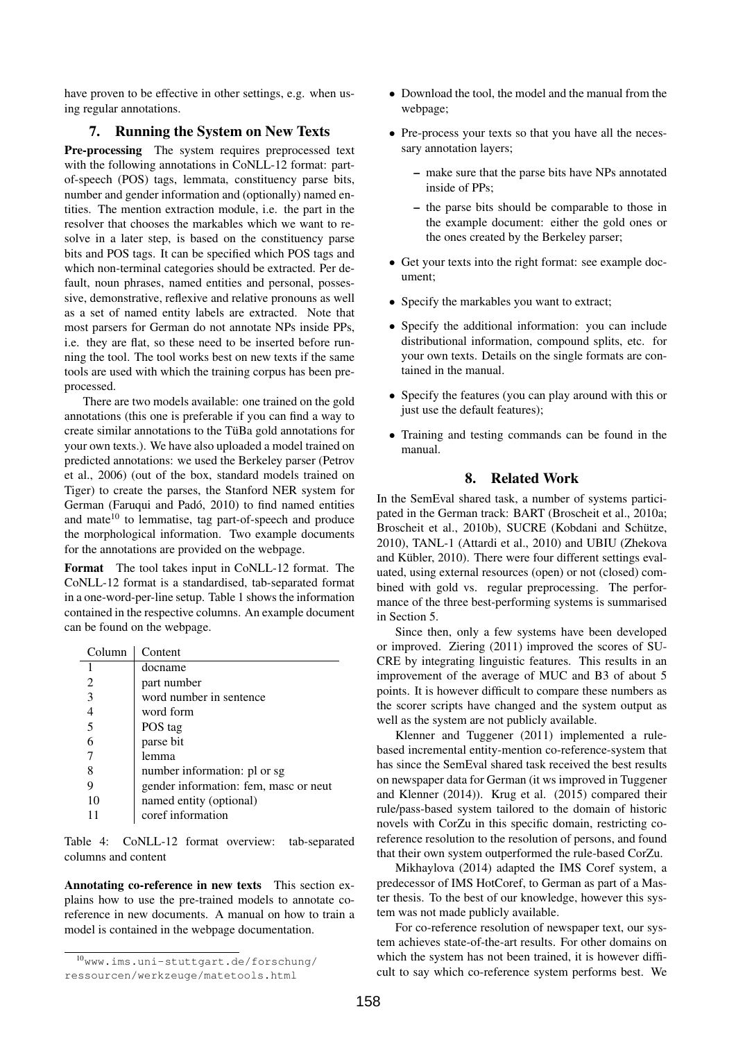have proven to be effective in other settings, e.g. when using regular annotations.

## 7. Running the System on New Texts

**Pre-processing** The system requires preprocessed text with the following annotations in CoNLL-12 format: part-of-speech (POS) tags, lemmata, constituency parse bits, number and gender information and (optionally) named entities. The mention extraction module, i.e. the part in the resolver that chooses the markables which we want to resolve in a later step, is based on the constituency parse bits and POS tags. It can be specified which POS tags and which non-terminal categories should be extracted. Per default, noun phrases, named entities and personal, possessive, demonstrative, reflexive and relative pronouns as well as a set of named entity labels are extracted. Note that most parsers for German do not annotate NPs inside PPs, i.e. they are flat, so these need to be inserted before running the tool. The tool works best on new texts if the same tools are used with which the training corpus has been preprocessed.

There are two models available: one trained on the gold annotations (this one is preferable if you can find a way to create similar annotations to the TüBa gold annotations for your own texts.). We have also uploaded a model trained on predicted annotations: we used the Berkeley parser (Petrov et al., 2006) (out of the box, standard models trained on Tiger) to create the parses, the Stanford NER system for German (Faruqui and Padó, 2010) to find named entities and mate[10] to lematise, tag part-of-speech and produce the morphological information. Two example documents for the annotations are provided on the webpage.

**Format** The tool takes input in CoNLL-12 format. The CoNLL-12 format is a standardised, tab-separated format in a one-word-per-line setup. Table 1 shows the information contained in the respective columns. An example document can be found on the webpage.

| Column | Content |
|---|---|
| 1 | docname |
| 2 | part number |
| 3 | word number in sentence |
| 4 | word form |
| 5 | POS tag |
| 6 | parse bit |
| 7 | lemma |
| 8 | number information: pl or sg |
| 9 | gender information: fem, masc or neut |
| 10 | named entity (optional) |
| 11 | coref information |

Table 4: CoNLL-12 format overview: tab-separated columns and content

**Annotating co-reference in new texts** This section explains how to use the pre-trained models to annotate co-reference in new documents. A manual on how to train a model is contained in the webpage documentation.

- Download the tool, the model and the manual from the webpage;
- Pre-process your texts so that you have all the necessary annotation layers;
  - make sure that the parse bits have NPs annotated inside of PPs;
  - the parse bits should be comparable to those in the example document: either the gold ones or the ones created by the Berkeley parser;
- Get your texts into the right format: see example document;
- Specify the markables you want to extract;
- Specify the additional information: you can include distributional information, compound splits, etc. for your own texts. Details on the single formats are contained in the manual.
- Specify the features (you can play around with this or just use the default features);
- Training and testing commands can be found in the manual.

## 8. Related Work

In the SemEval shared task, a number of systems participated in the German track: BART (Broscheit et al., 2010a; Broscheit et al., 2010b), SUCRE (Kobdani and Schütze, 2010), TANL-1 (Attardi et al., 2010) and UBIU (Zhekova and Kübler, 2010). There were four different settings evaluated, using external resources (open) or not (closed) combined with gold vs. regular preprocessing. The performance of the three best-performing systems is summarised in Section 5.

Since then, only a few systems have been developed or improved. Ziering (2011) improved the scores of SUCRE by integrating linguistic features. This results in an improvement of the average of MUC and B3 of about 5 points. It is however difficult to compare these numbers as the scorer scripts have changed and the system output as well as the system are not publicly available.

Klenner and Tuggener (2011) implemented a rule-based incremental entity-mention co-reference-system that has since the SemEval shared task received the best results on newspaper data for German (it ws improved in Tuggener and Klenner (2014)). Krug et al. (2015) compared their rule/pass-based system tailored to the domain of historic novels with CorZu in this specific domain, restricting co-reference resolution to the resolution of persons, and found that their own system outperformed the rule-based CorZu.

Mikhaylova (2014) adapted the IMS Coref system, a predecessor of IMS HotCoref, to German as part of a Master thesis. To the best of our knowledge, however this system was not made publicly available.

For co-reference resolution of newspaper text, our system achieves state-of-the-art results. For other domains on which the system has not been trained, it is however difficult to say which co-reference system performs best. We

[10] www.ims.uni-stuttgart.de/forschung/ressourcen/werkzeuge/matetools.html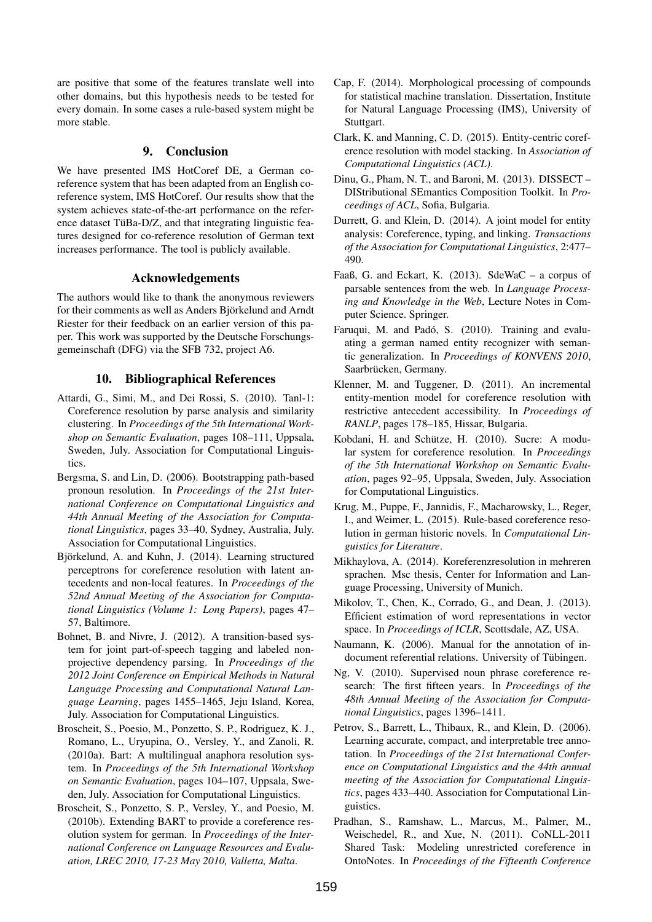are positive that some of the features translate well into other domains, but this hypothesis needs to be tested for every domain. In some cases a rule-based system might be more stable.

## 9. Conclusion

We have presented IMS HotCoref DE, a German coreference system that has been adapted from an English coreference system, IMS HotCoref. Our results show that the system achieves state-of-the-art performance on the reference dataset TüBa-D/Z, and that integrating linguistic features designed for co-reference resolution of German text increases performance. The tool is publicly available.

## Acknowledgements

The authors would like to thank the anonymous reviewers for their comments as well as Anders Björkelund and Arndt Riester for their feedback on an earlier version of this paper. This work was supported by the Deutsche Forschungsgemeinschaft (DFG) via the SFB 732, project A6.

## 10. Bibliographical References

Attardi, G., Simi, M., and Dei Rossi, S. (2010). Tanl-1: Coreference resolution by parse analysis and similarity clustering. In *Proceedings of the 5th International Workshop on Semantic Evaluation*, pages 108–111, Uppsala, Sweden, July. Association for Computational Linguistics.

Bergsma, S. and Lin, D. (2006). Bootstrapping path-based pronoun resolution. In *Proceedings of the 21st International Conference on Computational Linguistics and 44th Annual Meeting of the Association for Computational Linguistics*, pages 33–40, Sydney, Australia, July. Association for Computational Linguistics.

Björkelund, A. and Kuhn, J. (2014). Learning structured perceptrons for coreference resolution with latent antecedents and non-local features. In *Proceedings of the 52nd Annual Meeting of the Association for Computational Linguistics (Volume 1: Long Papers)*, pages 47–57, Baltimore.

Bohnet, B. and Nivre, J. (2012). A transition-based system for joint part-of-speech tagging and labeled non-projective dependency parsing. In *Proceedings of the 2012 Joint Conference on Empirical Methods in Natural Language Processing and Computational Natural Language Learning*, pages 1455–1465, Jeju Island, Korea, July. Association for Computational Linguistics.

Broscheit, S., Poesio, M., Ponzetto, S. P., Rodriguez, K. J., Romano, L., Uryupina, O., Versley, Y., and Zanoli, R. (2010a). Bart: A multilingual anaphora resolution system. In *Proceedings of the 5th International Workshop on Semantic Evaluation*, pages 104–107, Uppsala, Sweden, July. Association for Computational Linguistics.

Broscheit, S., Ponzetto, S. P., Versley, Y., and Poesio, M. (2010b). Extending BART to provide a coreference resolution system for german. In *Proceedings of the International Conference on Language Resources and Evaluation, LREC 2010, 17-23 May 2010, Valletta, Malta*.

Cap, F. (2014). Morphological processing of compounds for statistical machine translation. Dissertation, Institute for Natural Language Processing (IMS), University of Stuttgart.

Clark, K. and Manning, C. D. (2015). Entity-centric coreference resolution with model stacking. In *Association of Computational Linguistics (ACL)*.

Dinu, G., Pham, N. T., and Baroni, M. (2013). DISSECT – DIStributional SEmantics Composition Toolkit. In *Proceedings of ACL*, Sofia, Bulgaria.

Durrett, G. and Klein, D. (2014). A joint model for entity analysis: Coreference, typing, and linking. *Transactions of the Association for Computational Linguistics*, 2:477–490.

Faaß, G. and Eckart, K. (2013). SdeWaC – a corpus of parsable sentences from the web. In *Language Processing and Knowledge in the Web*, Lecture Notes in Computer Science. Springer.

Faruqui, M. and Padó, S. (2010). Training and evaluating a german named entity recognizer with semantic generalization. In *Proceedings of KONVENS 2010*, Saarbrücken, Germany.

Klenner, M. and Tuggener, D. (2011). An incremental entity-mention model for coreference resolution with restrictive antecedent accessibility. In *Proceedings of RANLP*, pages 178–185, Hissar, Bulgaria.

Kobdani, H. and Schütze, H. (2010). Sucre: A modular system for coreference resolution. In *Proceedings of the 5th International Workshop on Semantic Evaluation*, pages 92–95, Uppsala, Sweden, July. Association for Computational Linguistics.

Krug, M., Puppe, F., Jannidis, F., Macharowsky, L., Reger, I., and Weimer, L. (2015). Rule-based coreference resolution in german historic novels. In *Computational Linguistics for Literature*.

Mikhaylova, A. (2014). Koreferenzresolution in mehreren sprachen. Msc thesis, Center for Information and Language Processing, University of Munich.

Mikolov, T., Chen, K., Corrado, G., and Dean, J. (2013). Efficient estimation of word representations in vector space. In *Proceedings of ICLR*, Scottsdale, AZ, USA.

Naumann, K. (2006). Manual for the annotation of in-document referential relations. University of Tübingen.

Ng, V. (2010). Supervised noun phrase coreference research: The first fifteen years. In *Proceedings of the 48th Annual Meeting of the Association for Computational Linguistics*, pages 1396–1411.

Petrov, S., Barrett, L., Thibaux, R., and Klein, D. (2006). Learning accurate, compact, and interpretable tree annotation. In *Proceedings of the 21st International Conference on Computational Linguistics and the 44th annual meeting of the Association for Computational Linguistics*, pages 433–440. Association for Computational Linguistics.

Pradhan, S., Ramshaw, L., Marcus, M., Palmer, M., Weischedel, R., and Xue, N. (2011). CoNLL-2011 Shared Task: Modeling unrestricted coreference in OntoNotes. In *Proceedings of the Fifteenth Conference*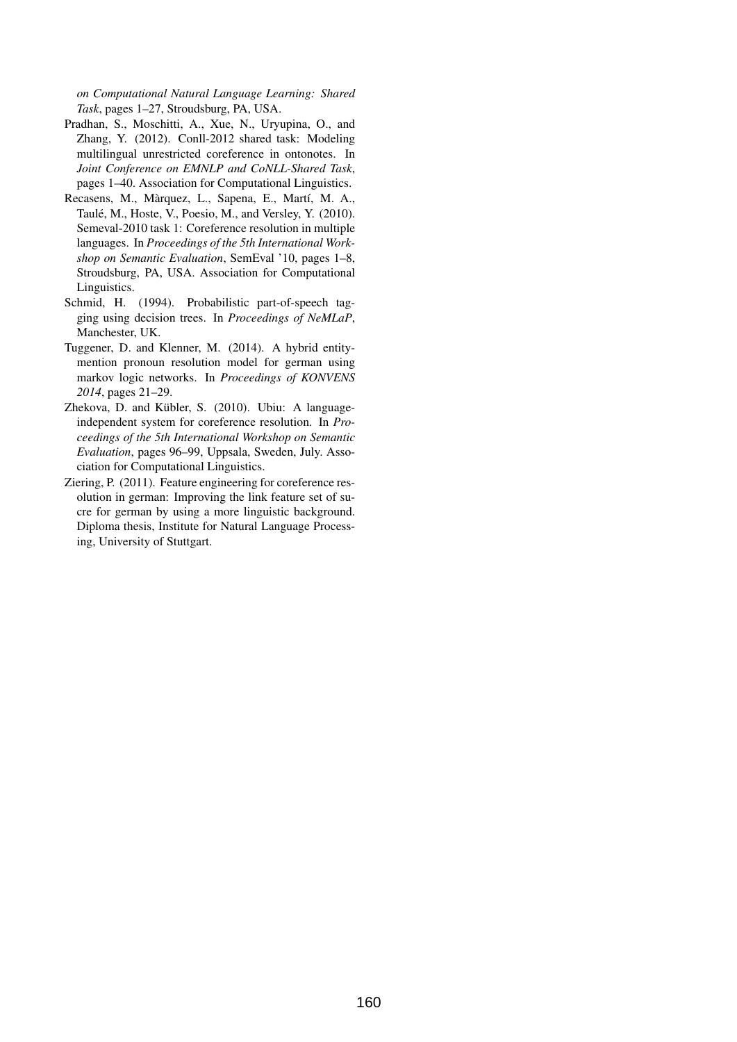*on Computational Natural Language Learning: Shared Task*, pages 1–27, Stroudsburg, PA, USA.

Pradhan, S., Moschitti, A., Xue, N., Uryupina, O., and Zhang, Y. (2012). Conll-2012 shared task: Modeling multilingual unrestricted coreference in ontonotes. In *Joint Conference on EMNLP and CoNLL-Shared Task*, pages 1–40. Association for Computational Linguistics.

Recasens, M., Màrquez, L., Sapena, E., Martí, M. A., Taulé, M., Hoste, V., Poesio, M., and Versley, Y. (2010). Semeval-2010 task 1: Coreference resolution in multiple languages. In *Proceedings of the 5th International Workshop on Semantic Evaluation*, SemEval '10, pages 1–8, Stroudsburg, PA, USA. Association for Computational Linguistics.

Schmid, H. (1994). Probabilistic part-of-speech tagging using decision trees. In *Proceedings of NeMLaP*, Manchester, UK.

Tuggener, D. and Klenner, M. (2014). A hybrid entity-mention pronoun resolution model for german using markov logic networks. In *Proceedings of KONVENS 2014*, pages 21–29.

Zhekova, D. and Kübler, S. (2010). Ubiu: A language-independent system for coreference resolution. In *Proceedings of the 5th International Workshop on Semantic Evaluation*, pages 96–99, Uppsala, Sweden, July. Association for Computational Linguistics.

Ziering, P. (2011). Feature engineering for coreference resolution in german: Improving the link feature set of sucre for german by using a more linguistic background. Diploma thesis, Institute for Natural Language Processing, University of Stuttgart.